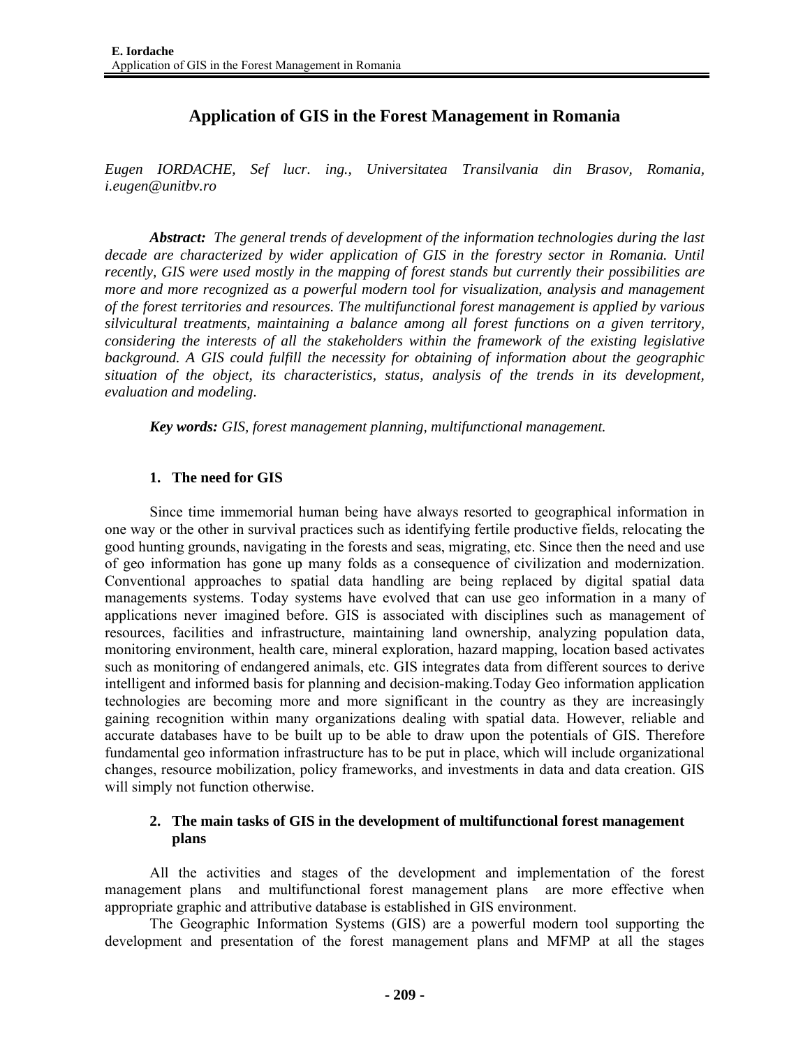# Application of GIS in the Forest Management in Romania

*Eugen IORDACHE, Sef lucr. ing., Universitatea Transilvania din Brasov, Romania, i.eugen@unitbv.ro*

***Abstract:*** *The general trends of development of the information technologies during the last decade are characterized by wider application of GIS in the forestry sector in Romania. Until recently, GIS were used mostly in the mapping of forest stands but currently their possibilities are more and more recognized as a powerful modern tool for visualization, analysis and management of the forest territories and resources. The multifunctional forest management is applied by various silvicultural treatments, maintaining a balance among all forest functions on a given territory, considering the interests of all the stakeholders within the framework of the existing legislative background. A GIS could fulfill the necessity for obtaining of information about the geographic situation of the object, its characteristics, status, analysis of the trends in its development, evaluation and modeling.*

***Key words:*** *GIS, forest management planning, multifunctional management.*

## 1. The need for GIS

Since time immemorial human being have always resorted to geographical information in one way or the other in survival practices such as identifying fertile productive fields, relocating the good hunting grounds, navigating in the forests and seas, migrating, etc. Since then the need and use of geo information has gone up many folds as a consequence of civilization and modernization. Conventional approaches to spatial data handling are being replaced by digital spatial data managements systems. Today systems have evolved that can use geo information in a many of applications never imagined before. GIS is associated with disciplines such as management of resources, facilities and infrastructure, maintaining land ownership, analyzing population data, monitoring environment, health care, mineral exploration, hazard mapping, location based activates such as monitoring of endangered animals, etc. GIS integrates data from different sources to derive intelligent and informed basis for planning and decision-making.Today Geo information application technologies are becoming more and more significant in the country as they are increasingly gaining recognition within many organizations dealing with spatial data. However, reliable and accurate databases have to be built up to be able to draw upon the potentials of GIS. Therefore fundamental geo information infrastructure has to be put in place, which will include organizational changes, resource mobilization, policy frameworks, and investments in data and data creation. GIS will simply not function otherwise.

## 2. The main tasks of GIS in the development of multifunctional forest management plans

All the activities and stages of the development and implementation of the forest management plans and multifunctional forest management plans are more effective when appropriate graphic and attributive database is established in GIS environment.

The Geographic Information Systems (GIS) are a powerful modern tool supporting the development and presentation of the forest management plans and MFMP at all the stages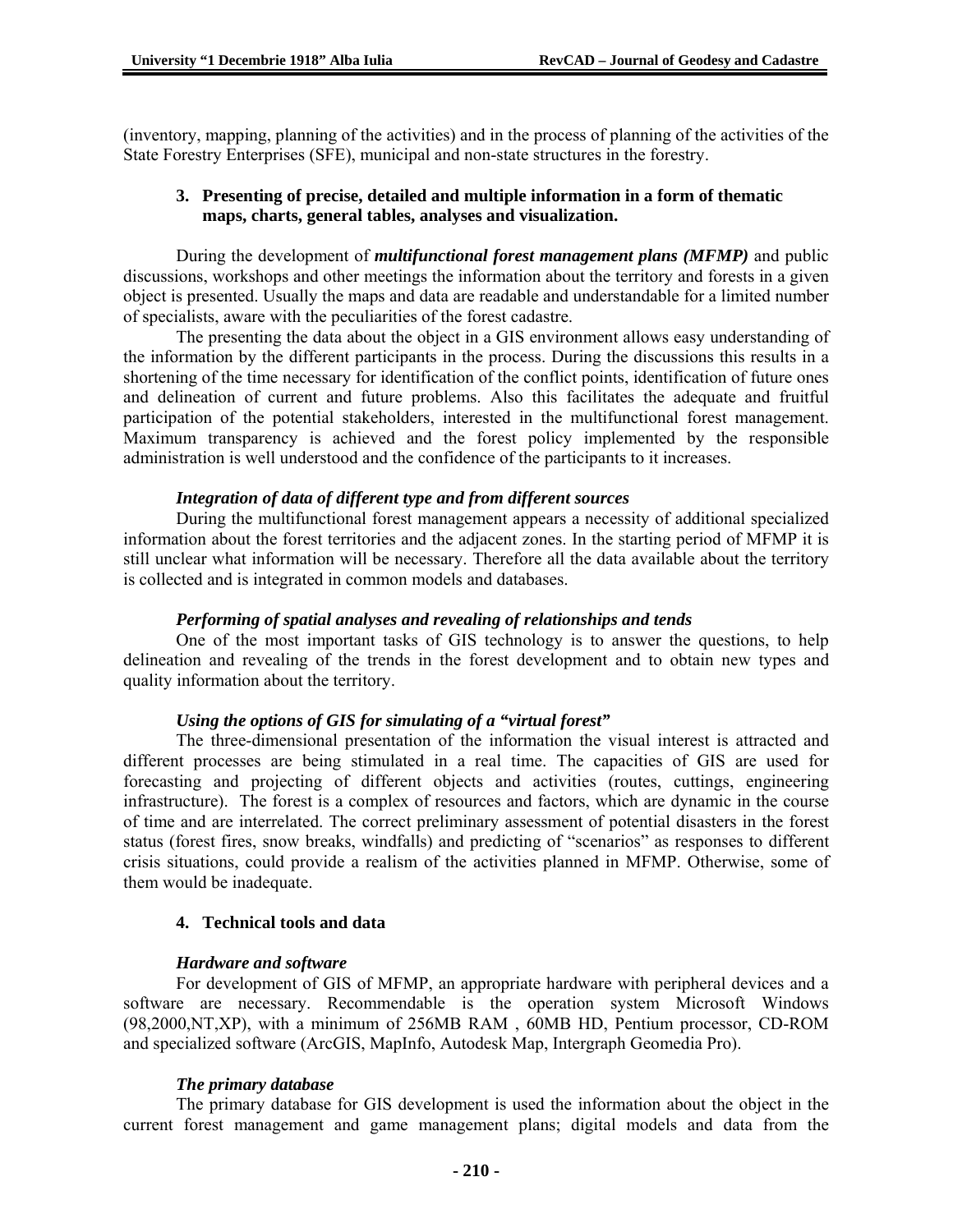(inventory, mapping, planning of the activities) and in the process of planning of the activities of the State Forestry Enterprises (SFE), municipal and non-state structures in the forestry.

## 3. Presenting of precise, detailed and multiple information in a form of thematic maps, charts, general tables, analyses and visualization.

During the development of ***multifunctional forest management plans (MFMP)*** and public discussions, workshops and other meetings the information about the territory and forests in a given object is presented. Usually the maps and data are readable and understandable for a limited number of specialists, aware with the peculiarities of the forest cadastre.

The presenting the data about the object in a GIS environment allows easy understanding of the information by the different participants in the process. During the discussions this results in a shortening of the time necessary for identification of the conflict points, identification of future ones and delineation of current and future problems. Also this facilitates the adequate and fruitful participation of the potential stakeholders, interested in the multifunctional forest management. Maximum transparency is achieved and the forest policy implemented by the responsible administration is well understood and the confidence of the participants to it increases.

### *Integration of data of different type and from different sources*

During the multifunctional forest management appears a necessity of additional specialized information about the forest territories and the adjacent zones. In the starting period of MFMP it is still unclear what information will be necessary. Therefore all the data available about the territory is collected and is integrated in common models and databases.

### *Performing of spatial analyses and revealing of relationships and tends*

One of the most important tasks of GIS technology is to answer the questions, to help delineation and revealing of the trends in the forest development and to obtain new types and quality information about the territory.

### *Using the options of GIS for simulating of a "virtual forest"*

The three-dimensional presentation of the information the visual interest is attracted and different processes are being stimulated in a real time. The capacities of GIS are used for forecasting and projecting of different objects and activities (routes, cuttings, engineering infrastructure). The forest is a complex of resources and factors, which are dynamic in the course of time and are interrelated. The correct preliminary assessment of potential disasters in the forest status (forest fires, snow breaks, windfalls) and predicting of "scenarios" as responses to different crisis situations, could provide a realism of the activities planned in MFMP. Otherwise, some of them would be inadequate.

## 4. Technical tools and data

### *Hardware and software*

For development of GIS of MFMP, an appropriate hardware with peripheral devices and a software are necessary. Recommendable is the operation system Microsoft Windows (98,2000,NT,XP), with a minimum of 256MB RAM , 60MB HD, Pentium processor, CD-ROM and specialized software (ArcGIS, MapInfo, Autodesk Map, Intergraph Geomedia Pro).

### *The primary database*

The primary database for GIS development is used the information about the object in the current forest management and game management plans; digital models and data from the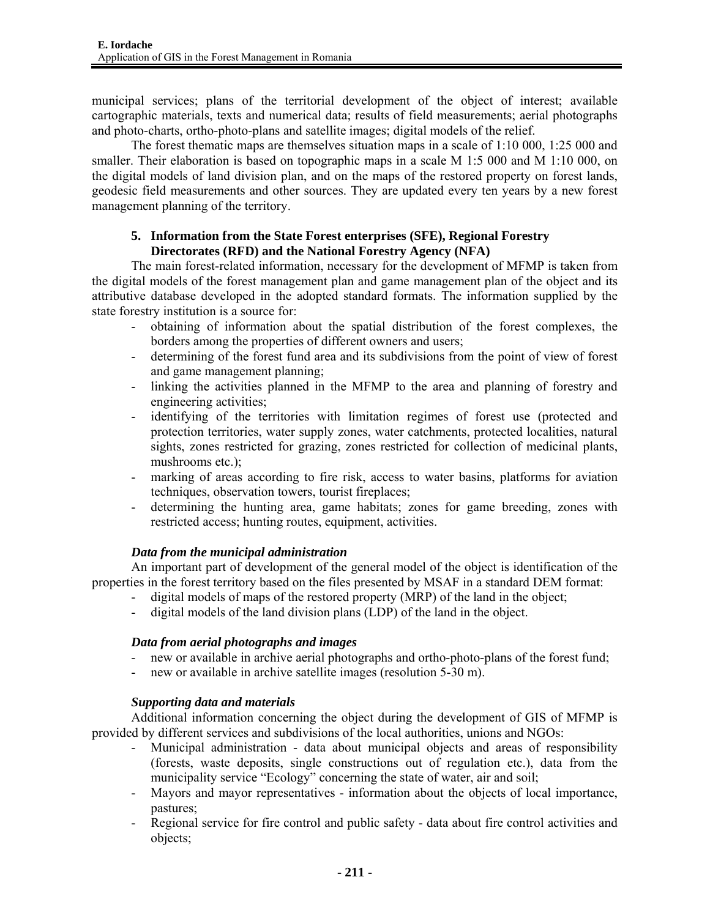municipal services; plans of the territorial development of the object of interest; available cartographic materials, texts and numerical data; results of field measurements; aerial photographs and photo-charts, ortho-photo-plans and satellite images; digital models of the relief.

The forest thematic maps are themselves situation maps in a scale of 1:10 000, 1:25 000 and smaller. Their elaboration is based on topographic maps in a scale M 1:5 000 and M 1:10 000, on the digital models of land division plan, and on the maps of the restored property on forest lands, geodesic field measurements and other sources. They are updated every ten years by a new forest management planning of the territory.

## 5. Information from the State Forest enterprises (SFE), Regional Forestry Directorates (RFD) and the National Forestry Agency (NFA)

The main forest-related information, necessary for the development of MFMP is taken from the digital models of the forest management plan and game management plan of the object and its attributive database developed in the adopted standard formats. The information supplied by the state forestry institution is a source for:

- obtaining of information about the spatial distribution of the forest complexes, the borders among the properties of different owners and users;
- determining of the forest fund area and its subdivisions from the point of view of forest and game management planning;
- linking the activities planned in the MFMP to the area and planning of forestry and engineering activities;
- identifying of the territories with limitation regimes of forest use (protected and protection territories, water supply zones, water catchments, protected localities, natural sights, zones restricted for grazing, zones restricted for collection of medicinal plants, mushrooms etc.);
- marking of areas according to fire risk, access to water basins, platforms for aviation techniques, observation towers, tourist fireplaces;
- determining the hunting area, game habitats; zones for game breeding, zones with restricted access; hunting routes, equipment, activities.

### *Data from the municipal administration*

An important part of development of the general model of the object is identification of the properties in the forest territory based on the files presented by MSAF in a standard DEM format:

- digital models of maps of the restored property (MRP) of the land in the object;
- digital models of the land division plans (LDP) of the land in the object.

### *Data from aerial photographs and images*

- new or available in archive aerial photographs and ortho-photo-plans of the forest fund;
- new or available in archive satellite images (resolution 5-30 m).

### *Supporting data and materials*

Additional information concerning the object during the development of GIS of MFMP is provided by different services and subdivisions of the local authorities, unions and NGOs:

- Municipal administration - data about municipal objects and areas of responsibility (forests, waste deposits, single constructions out of regulation etc.), data from the municipality service "Ecology" concerning the state of water, air and soil;
- Mayors and mayor representatives - information about the objects of local importance, pastures;
- Regional service for fire control and public safety - data about fire control activities and objects;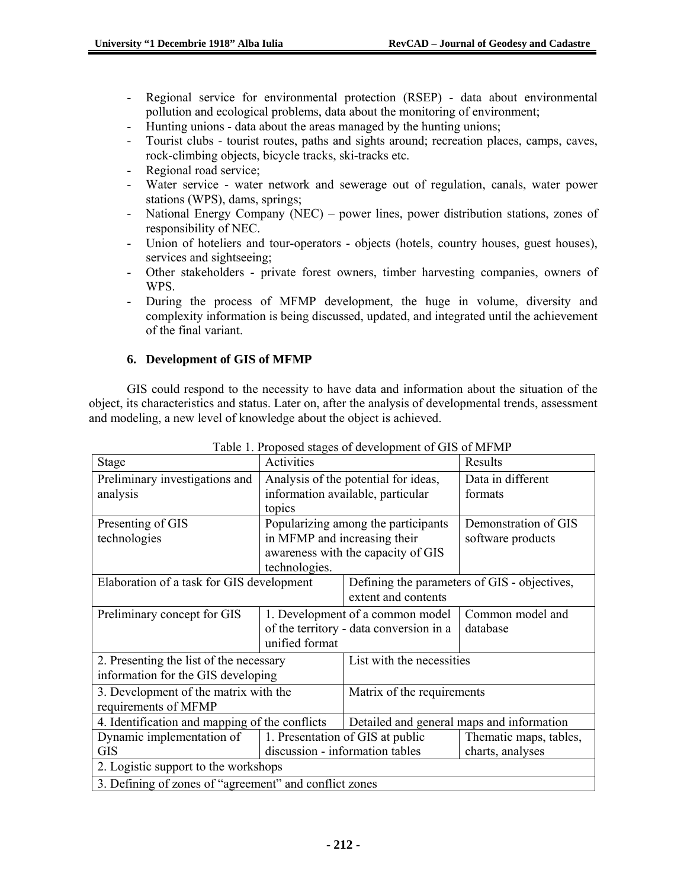- Regional service for environmental protection (RSEP) - data about environmental pollution and ecological problems, data about the monitoring of environment;
- Hunting unions - data about the areas managed by the hunting unions;
- Tourist clubs - tourist routes, paths and sights around; recreation places, camps, caves, rock-climbing objects, bicycle tracks, ski-tracks etc.
- Regional road service;
- Water service - water network and sewerage out of regulation, canals, water power stations (WPS), dams, springs;
- National Energy Company (NEC) – power lines, power distribution stations, zones of responsibility of NEC.
- Union of hoteliers and tour-operators - objects (hotels, country houses, guest houses), services and sightseeing;
- Other stakeholders - private forest owners, timber harvesting companies, owners of WPS.
- During the process of MFMP development, the huge in volume, diversity and complexity information is being discussed, updated, and integrated until the achievement of the final variant.

## 6. Development of GIS of MFMP

GIS could respond to the necessity to have data and information about the situation of the object, its characteristics and status. Later on, after the analysis of developmental trends, assessment and modeling, a new level of knowledge about the object is achieved.

Table 1. Proposed stages of development of GIS of MFMP

| Stage | Activities | Results |
|---|---|---|
| Preliminary investigations and analysis | Analysis of the potential for ideas, information available, particular topics | Data in different formats |
| Presenting of GIS technologies | Popularizing among the participants in MFMP and increasing their awareness with the capacity of GIS technologies. | Demonstration of GIS software products |
| Elaboration of a task for GIS development | | Defining the parameters of GIS - objectives, extent and contents |
| Preliminary concept for GIS | 1. Development of a common model of the territory - data conversion in a unified format | Common model and database |
| 2. Presenting the list of the necessary information for the GIS developing | | List with the necessities |
| 3. Development of the matrix with the requirements of MFMP | | Matrix of the requirements |
| 4. Identification and mapping of the conflicts | | Detailed and general maps and information |
| Dynamic implementation of GIS | 1. Presentation of GIS at public discussion - information tables | Thematic maps, tables, charts, analyses |
| 2. Logistic support to the workshops | | |
| 3. Defining of zones of “agreement” and conflict zones | | |